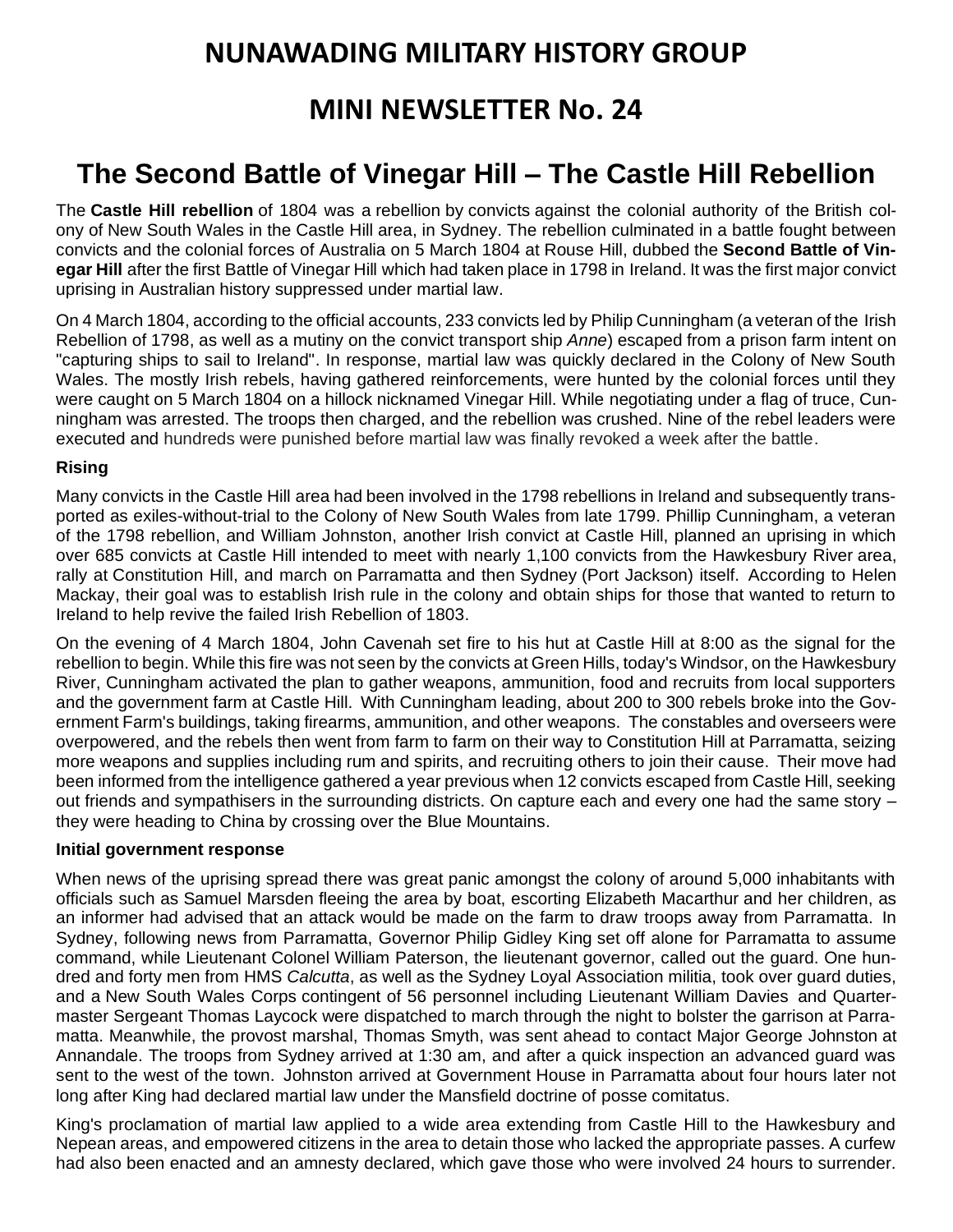# NUNAWADING MILITARY HISTORY GROUP

## MINI NEWSLETTER No. 24

# The Second Battle of Vinegar Hill – The Castle Hill Rebellion

The **Castle Hill rebellion** of 1804 was a rebellion by convicts against the colonial authority of the British colony of New South Wales in the Castle Hill area, in Sydney. The rebellion culminated in a battle fought between convicts and the colonial forces of Australia on 5 March 1804 at Rouse Hill, dubbed the **Second Battle of Vinegar Hill** after the first Battle of Vinegar Hill which had taken place in 1798 in Ireland. It was the first major convict uprising in Australian history suppressed under martial law.

On 4 March 1804, according to the official accounts, 233 convicts led by Philip Cunningham (a veteran of the Irish Rebellion of 1798, as well as a mutiny on the convict transport ship *Anne*) escaped from a prison farm intent on "capturing ships to sail to Ireland". In response, martial law was quickly declared in the Colony of New South Wales. The mostly Irish rebels, having gathered reinforcements, were hunted by the colonial forces until they were caught on 5 March 1804 on a hillock nicknamed Vinegar Hill. While negotiating under a flag of truce, Cunningham was arrested. The troops then charged, and the rebellion was crushed. Nine of the rebel leaders were executed and hundreds were punished before martial law was finally revoked a week after the battle.

### Rising

Many convicts in the Castle Hill area had been involved in the 1798 rebellions in Ireland and subsequently transported as exiles-without-trial to the Colony of New South Wales from late 1799. Phillip Cunningham, a veteran of the 1798 rebellion, and William Johnston, another Irish convict at Castle Hill, planned an uprising in which over 685 convicts at Castle Hill intended to meet with nearly 1,100 convicts from the Hawkesbury River area, rally at Constitution Hill, and march on Parramatta and then Sydney (Port Jackson) itself. According to Helen Mackay, their goal was to establish Irish rule in the colony and obtain ships for those that wanted to return to Ireland to help revive the failed Irish Rebellion of 1803.

On the evening of 4 March 1804, John Cavenah set fire to his hut at Castle Hill at 8:00 as the signal for the rebellion to begin. While this fire was not seen by the convicts at Green Hills, today's Windsor, on the Hawkesbury River, Cunningham activated the plan to gather weapons, ammunition, food and recruits from local supporters and the government farm at Castle Hill. With Cunningham leading, about 200 to 300 rebels broke into the Government Farm's buildings, taking firearms, ammunition, and other weapons. The constables and overseers were overpowered, and the rebels then went from farm to farm on their way to Constitution Hill at Parramatta, seizing more weapons and supplies including rum and spirits, and recruiting others to join their cause. Their move had been informed from the intelligence gathered a year previous when 12 convicts escaped from Castle Hill, seeking out friends and sympathisers in the surrounding districts. On capture each and every one had the same story – they were heading to China by crossing over the Blue Mountains.

### Initial government response

When news of the uprising spread there was great panic amongst the colony of around 5,000 inhabitants with officials such as Samuel Marsden fleeing the area by boat, escorting Elizabeth Macarthur and her children, as an informer had advised that an attack would be made on the farm to draw troops away from Parramatta. In Sydney, following news from Parramatta, Governor Philip Gidley King set off alone for Parramatta to assume command, while Lieutenant Colonel William Paterson, the lieutenant governor, called out the guard. One hundred and forty men from HMS *Calcutta*, as well as the Sydney Loyal Association militia, took over guard duties, and a New South Wales Corps contingent of 56 personnel including Lieutenant William Davies and Quartermaster Sergeant Thomas Laycock were dispatched to march through the night to bolster the garrison at Parramatta. Meanwhile, the provost marshal, Thomas Smyth, was sent ahead to contact Major George Johnston at Annandale. The troops from Sydney arrived at 1:30 am, and after a quick inspection an advanced guard was sent to the west of the town. Johnston arrived at Government House in Parramatta about four hours later not long after King had declared martial law under the Mansfield doctrine of posse comitatus.

King's proclamation of martial law applied to a wide area extending from Castle Hill to the Hawkesbury and Nepean areas, and empowered citizens in the area to detain those who lacked the appropriate passes. A curfew had also been enacted and an amnesty declared, which gave those who were involved 24 hours to surrender.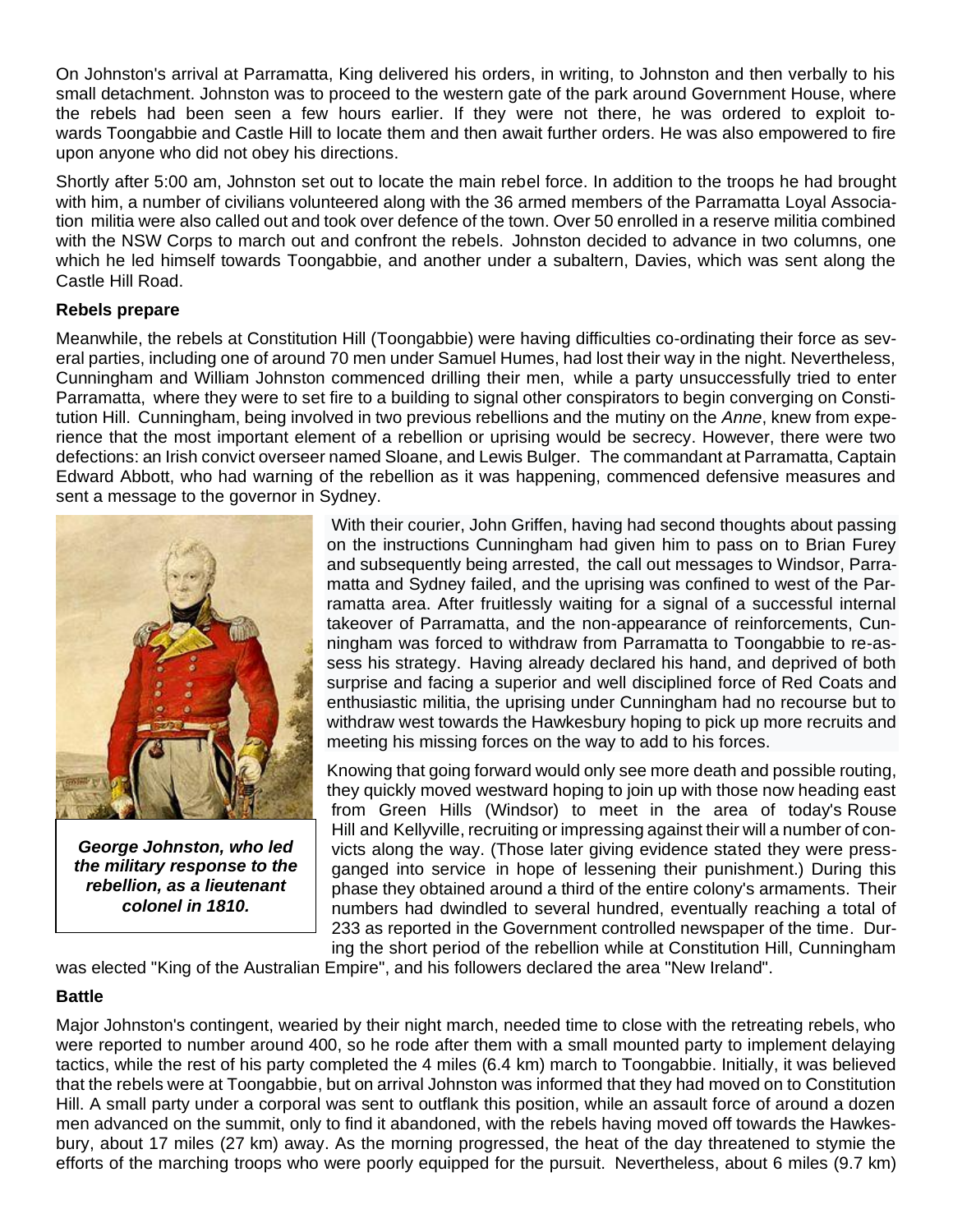On Johnston's arrival at Parramatta, King delivered his orders, in writing, to Johnston and then verbally to his small detachment. Johnston was to proceed to the western gate of the park around Government House, where the rebels had been seen a few hours earlier. If they were not there, he was ordered to exploit towards Toongabbie and Castle Hill to locate them and then await further orders. He was also empowered to fire upon anyone who did not obey his directions.

Shortly after 5:00 am, Johnston set out to locate the main rebel force. In addition to the troops he had brought with him, a number of civilians volunteered along with the 36 armed members of the Parramatta Loyal Association militia were also called out and took over defence of the town. Over 50 enrolled in a reserve militia combined with the NSW Corps to march out and confront the rebels. Johnston decided to advance in two columns, one which he led himself towards Toongabbie, and another under a subaltern, Davies, which was sent along the Castle Hill Road.

**Rebels prepare**

Meanwhile, the rebels at Constitution Hill (Toongabbie) were having difficulties co-ordinating their force as several parties, including one of around 70 men under Samuel Humes, had lost their way in the night. Nevertheless, Cunningham and William Johnston commenced drilling their men, while a party unsuccessfully tried to enter Parramatta, where they were to set fire to a building to signal other conspirators to begin converging on Constitution Hill. Cunningham, being involved in two previous rebellions and the mutiny on the *Anne*, knew from experience that the most important element of a rebellion or uprising would be secrecy. However, there were two defections: an Irish convict overseer named Sloane, and Lewis Bulger. The commandant at Parramatta, Captain Edward Abbott, who had warning of the rebellion as it was happening, commenced defensive measures and sent a message to the governor in Sydney.

***George Johnston, who led the military response to the rebellion, as a lieutenant colonel in 1810.***

With their courier, John Griffen, having had second thoughts about passing on the instructions Cunningham had given him to pass on to Brian Furey and subsequently being arrested, the call out messages to Windsor, Parramatta and Sydney failed, and the uprising was confined to west of the Parramatta area. After fruitlessly waiting for a signal of a successful internal takeover of Parramatta, and the non-appearance of reinforcements, Cunningham was forced to withdraw from Parramatta to Toongabbie to re-assess his strategy. Having already declared his hand, and deprived of both surprise and facing a superior and well disciplined force of Red Coats and enthusiastic militia, the uprising under Cunningham had no recourse but to withdraw west towards the Hawkesbury hoping to pick up more recruits and meeting his missing forces on the way to add to his forces.

Knowing that going forward would only see more death and possible routing, they quickly moved westward hoping to join up with those now heading east from Green Hills (Windsor) to meet in the area of today's Rouse Hill and Kellyville, recruiting or impressing against their will a number of convicts along the way. (Those later giving evidence stated they were press-ganged into service in hope of lessening their punishment.) During this phase they obtained around a third of the entire colony's armaments. Their numbers had dwindled to several hundred, eventually reaching a total of 233 as reported in the Government controlled newspaper of the time. During the short period of the rebellion while at Constitution Hill, Cunningham was elected "King of the Australian Empire", and his followers declared the area "New Ireland".

**Battle**

Major Johnston's contingent, wearied by their night march, needed time to close with the retreating rebels, who were reported to number around 400, so he rode after them with a small mounted party to implement delaying tactics, while the rest of his party completed the 4 miles (6.4 km) march to Toongabbie. Initially, it was believed that the rebels were at Toongabbie, but on arrival Johnston was informed that they had moved on to Constitution Hill. A small party under a corporal was sent to outflank this position, while an assault force of around a dozen men advanced on the summit, only to find it abandoned, with the rebels having moved off towards the Hawkesbury, about 17 miles (27 km) away. As the morning progressed, the heat of the day threatened to stymie the efforts of the marching troops who were poorly equipped for the pursuit. Nevertheless, about 6 miles (9.7 km)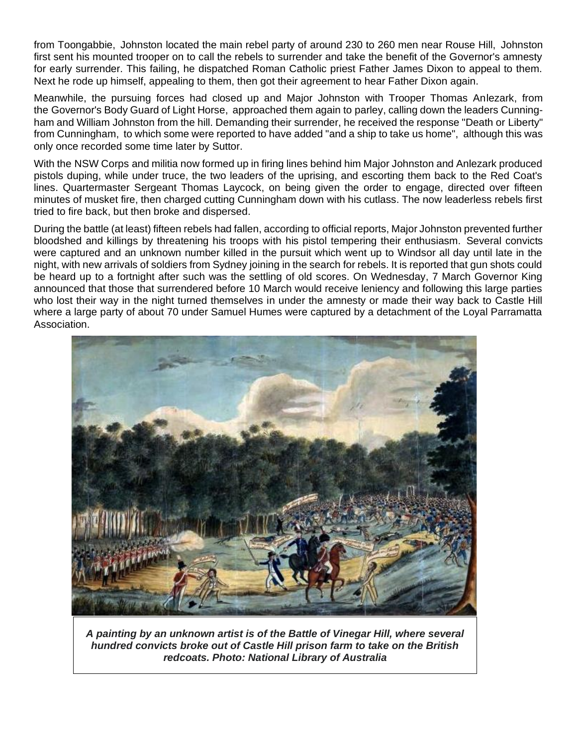from Toongabbie, Johnston located the main rebel party of around 230 to 260 men near Rouse Hill, Johnston first sent his mounted trooper on to call the rebels to surrender and take the benefit of the Governor's amnesty for early surrender. This failing, he dispatched Roman Catholic priest Father James Dixon to appeal to them. Next he rode up himself, appealing to them, then got their agreement to hear Father Dixon again.

Meanwhile, the pursuing forces had closed up and Major Johnston with Trooper Thomas Anlezark, from the Governor's Body Guard of Light Horse, approached them again to parley, calling down the leaders Cunningham and William Johnston from the hill. Demanding their surrender, he received the response "Death or Liberty" from Cunningham, to which some were reported to have added "and a ship to take us home", although this was only once recorded some time later by Suttor.

With the NSW Corps and militia now formed up in firing lines behind him Major Johnston and Anlezark produced pistols duping, while under truce, the two leaders of the uprising, and escorting them back to the Red Coat's lines. Quartermaster Sergeant Thomas Laycock, on being given the order to engage, directed over fifteen minutes of musket fire, then charged cutting Cunningham down with his cutlass. The now leaderless rebels first tried to fire back, but then broke and dispersed.

During the battle (at least) fifteen rebels had fallen, according to official reports, Major Johnston prevented further bloodshed and killings by threatening his troops with his pistol tempering their enthusiasm. Several convicts were captured and an unknown number killed in the pursuit which went up to Windsor all day until late in the night, with new arrivals of soldiers from Sydney joining in the search for rebels. It is reported that gun shots could be heard up to a fortnight after such was the settling of old scores. On Wednesday, 7 March Governor King announced that those that surrendered before 10 March would receive leniency and following this large parties who lost their way in the night turned themselves in under the amnesty or made their way back to Castle Hill where a large party of about 70 under Samuel Humes were captured by a detachment of the Loyal Parramatta Association.

***A painting by an unknown artist is of the Battle of Vinegar Hill, where several hundred convicts broke out of Castle Hill prison farm to take on the British redcoats. Photo: National Library of Australia***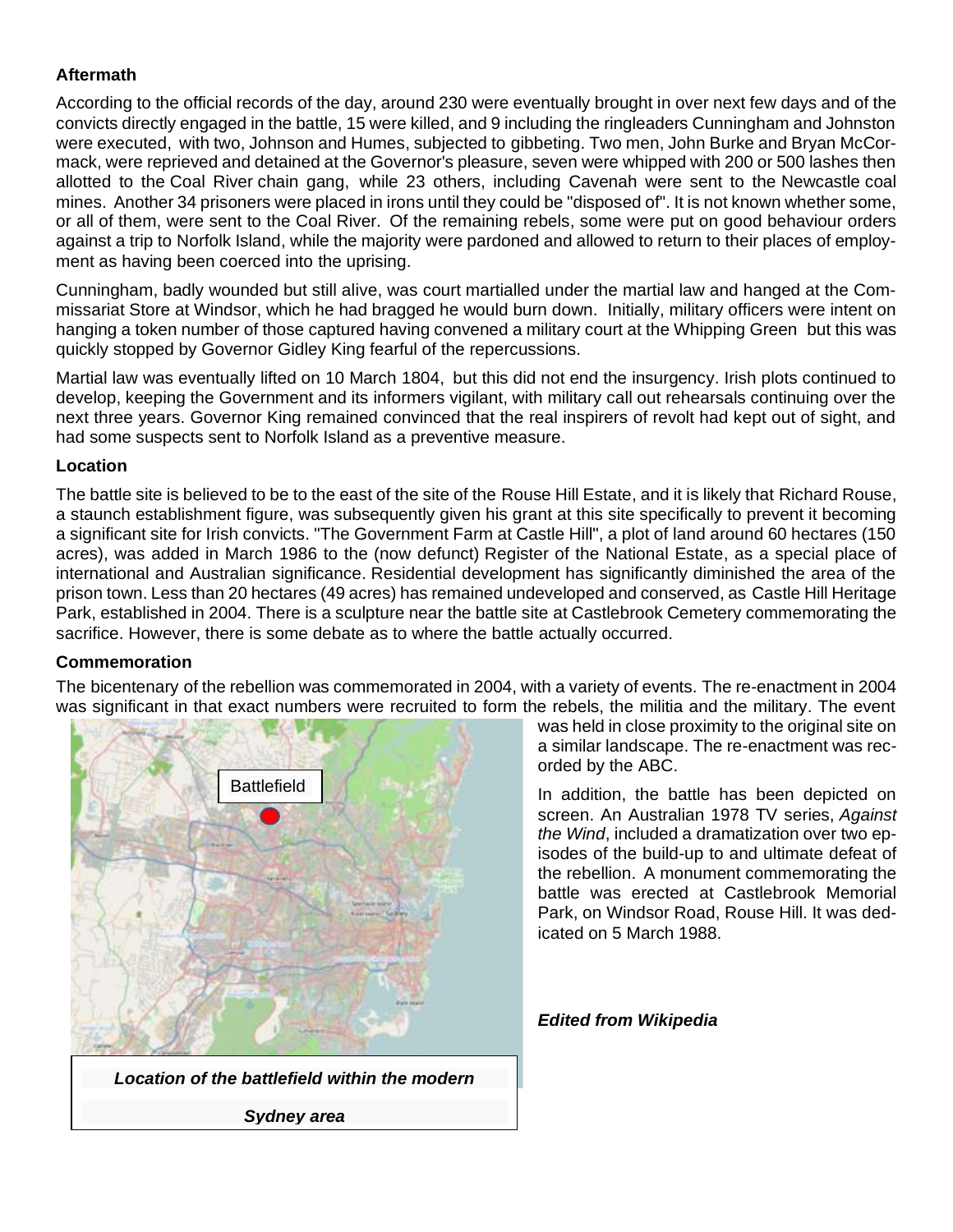### Aftermath

According to the official records of the day, around 230 were eventually brought in over next few days and of the convicts directly engaged in the battle, 15 were killed, and 9 including the ringleaders Cunningham and Johnston were executed, with two, Johnson and Humes, subjected to gibbeting. Two men, John Burke and Bryan McCormack, were reprieved and detained at the Governor's pleasure, seven were whipped with 200 or 500 lashes then allotted to the Coal River chain gang, while 23 others, including Cavenah were sent to the Newcastle coal mines. Another 34 prisoners were placed in irons until they could be "disposed of". It is not known whether some, or all of them, were sent to the Coal River. Of the remaining rebels, some were put on good behaviour orders against a trip to Norfolk Island, while the majority were pardoned and allowed to return to their places of employment as having been coerced into the uprising.

Cunningham, badly wounded but still alive, was court martialled under the martial law and hanged at the Commissariat Store at Windsor, which he had bragged he would burn down. Initially, military officers were intent on hanging a token number of those captured having convened a military court at the Whipping Green but this was quickly stopped by Governor Gidley King fearful of the repercussions.

Martial law was eventually lifted on 10 March 1804, but this did not end the insurgency. Irish plots continued to develop, keeping the Government and its informers vigilant, with military call out rehearsals continuing over the next three years. Governor King remained convinced that the real inspirers of revolt had kept out of sight, and had some suspects sent to Norfolk Island as a preventive measure.

### Location

The battle site is believed to be to the east of the site of the Rouse Hill Estate, and it is likely that Richard Rouse, a staunch establishment figure, was subsequently given his grant at this site specifically to prevent it becoming a significant site for Irish convicts. "The Government Farm at Castle Hill", a plot of land around 60 hectares (150 acres), was added in March 1986 to the (now defunct) Register of the National Estate, as a special place of international and Australian significance. Residential development has significantly diminished the area of the prison town. Less than 20 hectares (49 acres) has remained undeveloped and conserved, as Castle Hill Heritage Park, established in 2004. There is a sculpture near the battle site at Castlebrook Cemetery commemorating the sacrifice. However, there is some debate as to where the battle actually occurred.

### Commemoration

The bicentenary of the rebellion was commemorated in 2004, with a variety of events. The re-enactment in 2004 was significant in that exact numbers were recruited to form the rebels, the militia and the military. The event was held in close proximity to the original site on a similar landscape. The re-enactment was recorded by the ABC.

In addition, the battle has been depicted on screen. An Australian 1978 TV series, *Against the Wind*, included a dramatization over two episodes of the build-up to and ultimate defeat of the rebellion. A monument commemorating the battle was erected at Castlebrook Memorial Park, on Windsor Road, Rouse Hill. It was dedicated on 5 March 1988.

Battlefield

***Location of the battlefield within the modern Sydney area***

***Edited from Wikipedia***